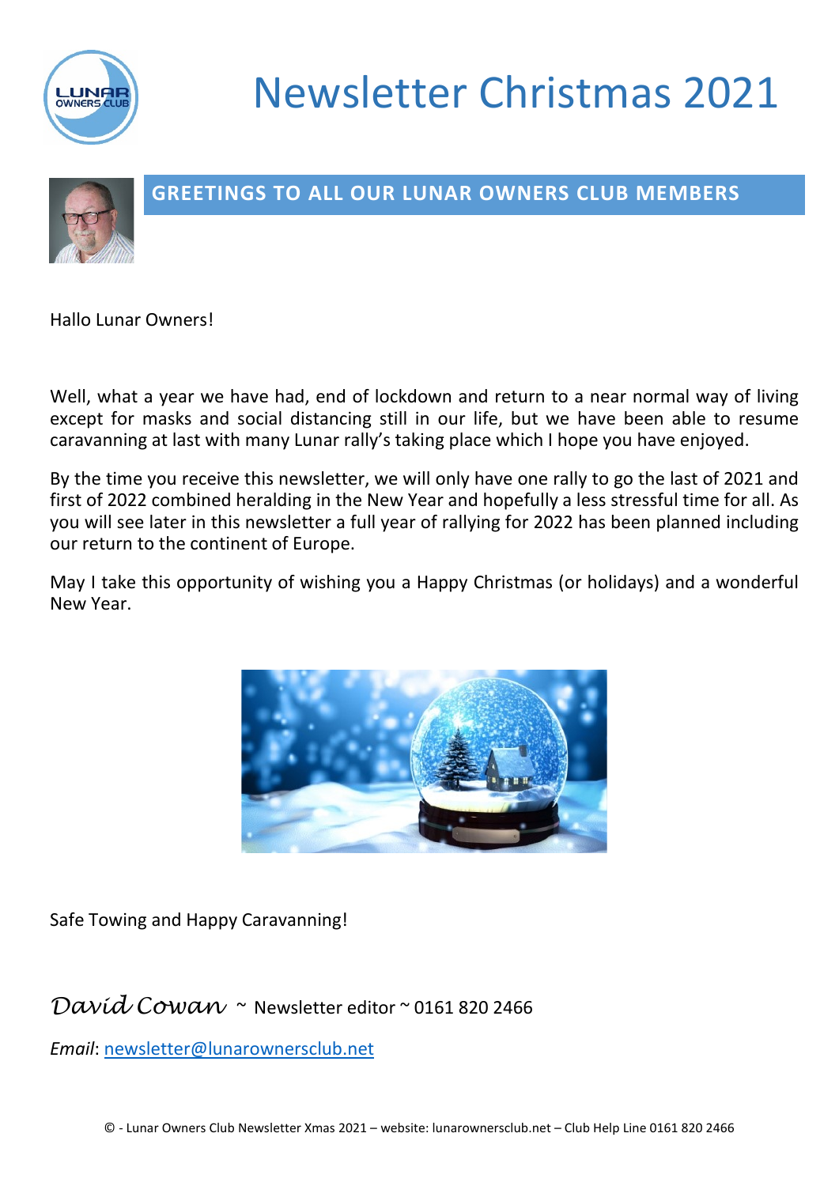# Newsletter Christmas 2021

## GREETINGS TO ALL OUR LUNAR OWNERS CLUB MEMBERS

Hallo Lunar Owners!

Well, what a year we have had, end of lockdown and return to a near normal way of living except for masks and social distancing still in our life, but we have been able to resume caravanning at last with many Lunar rally's taking place which I hope you have enjoyed.

By the time you receive this newsletter, we will only have one rally to go the last of 2021 and first of 2022 combined heralding in the New Year and hopefully a less stressful time for all. As you will see later in this newsletter a full year of rallying for 2022 has been planned including our return to the continent of Europe.

May I take this opportunity of wishing you a Happy Christmas (or holidays) and a wonderful New Year.

Safe Towing and Happy Caravanning!

*David Cowan* ~ Newsletter editor ~ 0161 820 2466

*Email*: newsletter@lunarownersclub.net

© - Lunar Owners Club Newsletter Xmas 2021 – website: lunarownersclub.net – Club Help Line 0161 820 2466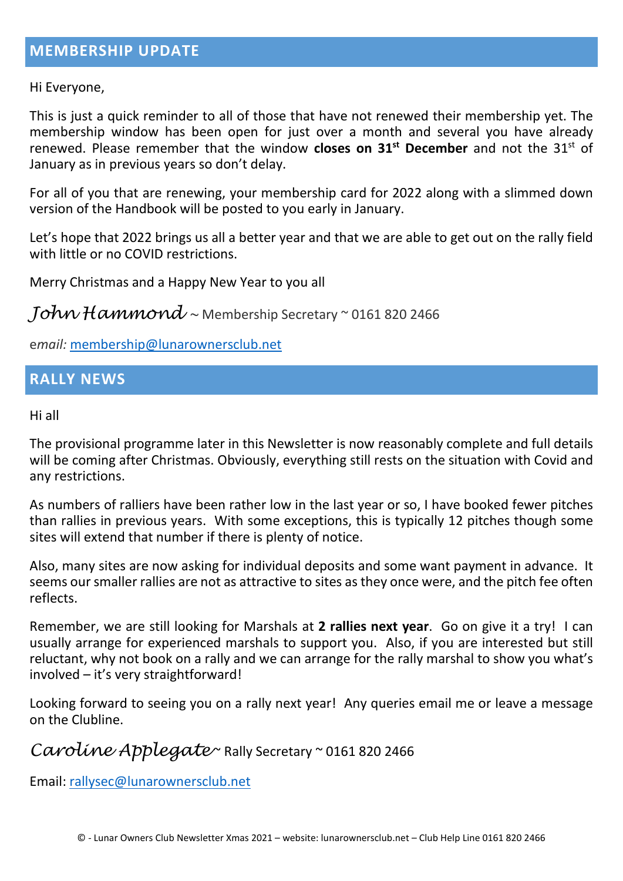## MEMBERSHIP UPDATE

Hi Everyone,

This is just a quick reminder to all of those that have not renewed their membership yet. The membership window has been open for just over a month and several you have already renewed. Please remember that the window **closes on 31st December** and not the 31st of January as in previous years so don't delay.

For all of you that are renewing, your membership card for 2022 along with a slimmed down version of the Handbook will be posted to you early in January.

Let's hope that 2022 brings us all a better year and that we are able to get out on the rally field with little or no COVID restrictions.

Merry Christmas and a Happy New Year to you all

*John Hammond* ~ Membership Secretary ~ 0161 820 2466

e*mail:* membership@lunarownersclub.net

## RALLY NEWS

Hi all

The provisional programme later in this Newsletter is now reasonably complete and full details will be coming after Christmas. Obviously, everything still rests on the situation with Covid and any restrictions.

As numbers of ralliers have been rather low in the last year or so, I have booked fewer pitches than rallies in previous years. With some exceptions, this is typically 12 pitches though some sites will extend that number if there is plenty of notice.

Also, many sites are now asking for individual deposits and some want payment in advance. It seems our smaller rallies are not as attractive to sites as they once were, and the pitch fee often reflects.

Remember, we are still looking for Marshals at **2 rallies next year**. Go on give it a try! I can usually arrange for experienced marshals to support you. Also, if you are interested but still reluctant, why not book on a rally and we can arrange for the rally marshal to show you what's involved – it's very straightforward!

Looking forward to seeing you on a rally next year! Any queries email me or leave a message on the Clubline.

*Caroline Applegate*~ Rally Secretary ~ 0161 820 2466

Email: rallysec@lunarownersclub.net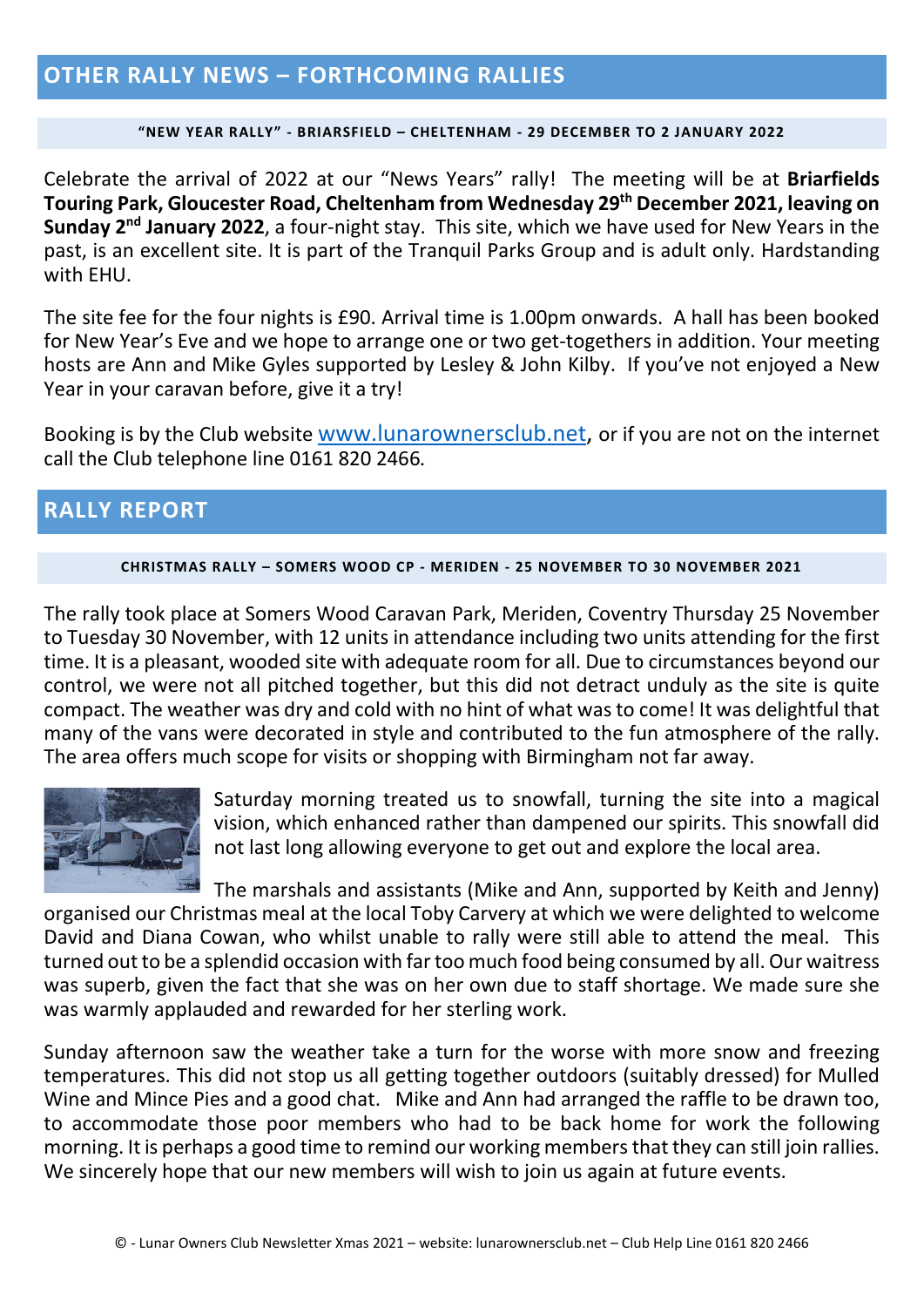## OTHER RALLY NEWS – FORTHCOMING RALLIES

### "NEW YEAR RALLY" - BRIARSFIELD – CHELTENHAM - 29 DECEMBER TO 2 JANUARY 2022

Celebrate the arrival of 2022 at our "News Years" rally! The meeting will be at **Briarfields Touring Park, Gloucester Road, Cheltenham from Wednesday 29th December 2021, leaving on Sunday 2nd January 2022**, a four-night stay. This site, which we have used for New Years in the past, is an excellent site. It is part of the Tranquil Parks Group and is adult only. Hardstanding with EHU.

The site fee for the four nights is £90. Arrival time is 1.00pm onwards. A hall has been booked for New Year's Eve and we hope to arrange one or two get-togethers in addition. Your meeting hosts are Ann and Mike Gyles supported by Lesley & John Kilby. If you've not enjoyed a New Year in your caravan before, give it a try!

Booking is by the Club website www.lunarownersclub.net, or if you are not on the internet call the Club telephone line 0161 820 2466.

## RALLY REPORT

### CHRISTMAS RALLY – SOMERS WOOD CP - MERIDEN - 25 NOVEMBER TO 30 NOVEMBER 2021

The rally took place at Somers Wood Caravan Park, Meriden, Coventry Thursday 25 November to Tuesday 30 November, with 12 units in attendance including two units attending for the first time. It is a pleasant, wooded site with adequate room for all. Due to circumstances beyond our control, we were not all pitched together, but this did not detract unduly as the site is quite compact. The weather was dry and cold with no hint of what was to come! It was delightful that many of the vans were decorated in style and contributed to the fun atmosphere of the rally. The area offers much scope for visits or shopping with Birmingham not far away.

Saturday morning treated us to snowfall, turning the site into a magical vision, which enhanced rather than dampened our spirits. This snowfall did not last long allowing everyone to get out and explore the local area.

The marshals and assistants (Mike and Ann, supported by Keith and Jenny) organised our Christmas meal at the local Toby Carvery at which we were delighted to welcome David and Diana Cowan, who whilst unable to rally were still able to attend the meal. This turned out to be a splendid occasion with far too much food being consumed by all. Our waitress was superb, given the fact that she was on her own due to staff shortage. We made sure she was warmly applauded and rewarded for her sterling work.

Sunday afternoon saw the weather take a turn for the worse with more snow and freezing temperatures. This did not stop us all getting together outdoors (suitably dressed) for Mulled Wine and Mince Pies and a good chat. Mike and Ann had arranged the raffle to be drawn too, to accommodate those poor members who had to be back home for work the following morning. It is perhaps a good time to remind our working members that they can still join rallies. We sincerely hope that our new members will wish to join us again at future events.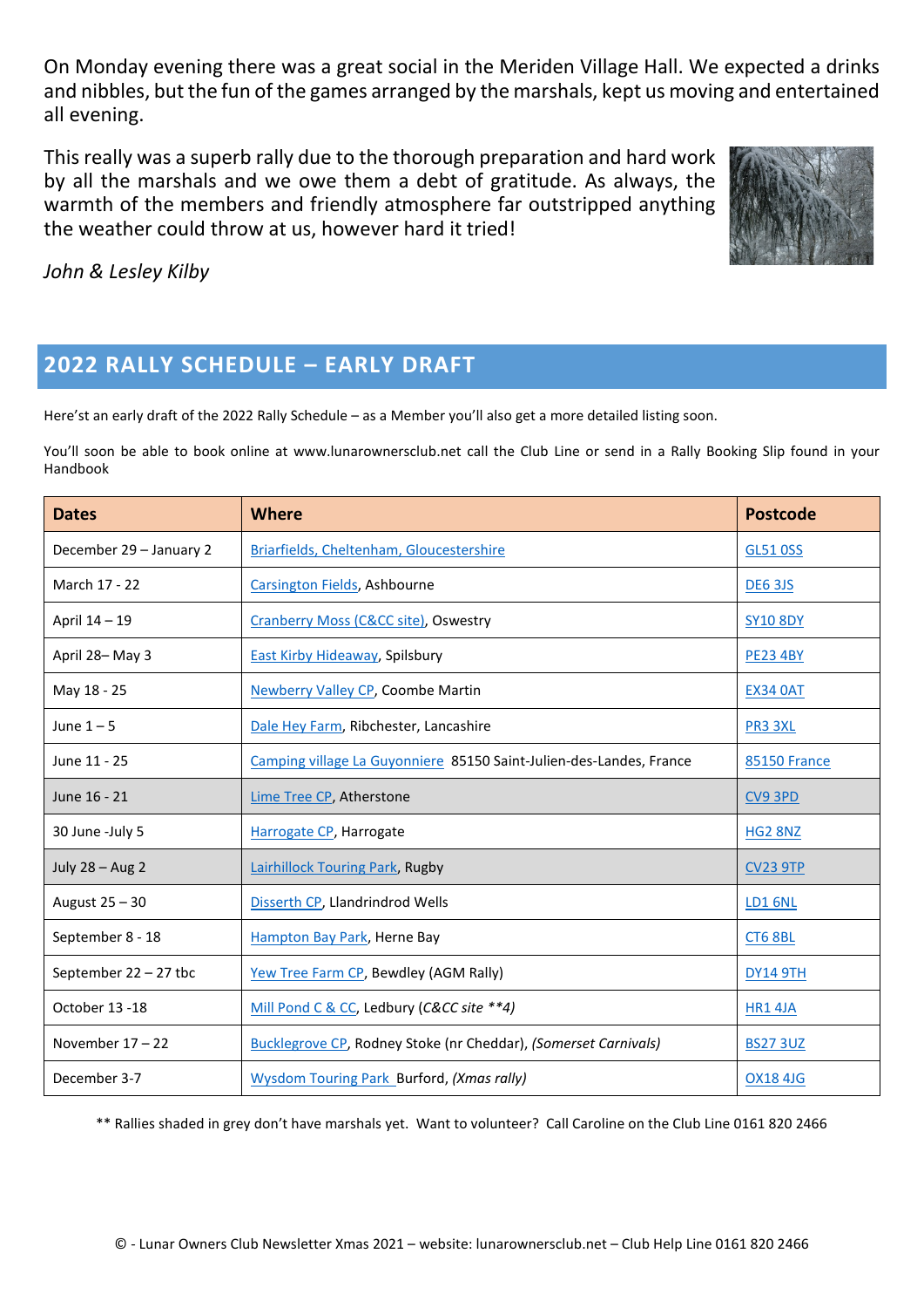On Monday evening there was a great social in the Meriden Village Hall. We expected a drinks and nibbles, but the fun of the games arranged by the marshals, kept us moving and entertained all evening.

This really was a superb rally due to the thorough preparation and hard work by all the marshals and we owe them a debt of gratitude. As always, the warmth of the members and friendly atmosphere far outstripped anything the weather could throw at us, however hard it tried!

*John & Lesley Kilby*

## 2022 RALLY SCHEDULE – EARLY DRAFT

Here'st an early draft of the 2022 Rally Schedule – as a Member you'll also get a more detailed listing soon.

You'll soon be able to book online at www.lunarownersclub.net call the Club Line or send in a Rally Booking Slip found in your Handbook

| Dates | Where | Postcode |
|---|---|---|
| December 29 – January 2 | Briarfields, Cheltenham, Gloucestershire | GL51 0SS |
| March 17 - 22 | Carsington Fields, Ashbourne | DE6 3JS |
| April 14 – 19 | Cranberry Moss (C&CC site), Oswestry | SY10 8DY |
| April 28– May 3 | East Kirby Hideaway, Spilsbury | PE23 4BY |
| May 18 - 25 | Newberry Valley CP, Coombe Martin | EX34 0AT |
| June 1 – 5 | Dale Hey Farm, Ribchester, Lancashire | PR3 3XL |
| June 11 - 25 | Camping village La Guyonniere 85150 Saint-Julien-des-Landes, France | 85150 France |
| June 16 - 21 | Lime Tree CP, Atherstone | CV9 3PD |
| 30 June -July 5 | Harrogate CP, Harrogate | HG2 8NZ |
| July 28 – Aug 2 | Lairhillock Touring Park, Rugby | CV23 9TP |
| August 25 – 30 | Disserth CP, Llandrindrod Wells | LD1 6NL |
| September 8 - 18 | Hampton Bay Park, Herne Bay | CT6 8BL |
| September 22 – 27 tbc | Yew Tree Farm CP, Bewdley (AGM Rally) | DY14 9TH |
| October 13 -18 | Mill Pond C & CC, Ledbury (*C&CC site **4)* | HR1 4JA |
| November 17 – 22 | Bucklegrove CP, Rodney Stoke (nr Cheddar), *(Somerset Carnivals)* | BS27 3UZ |
| December 3-7 | Wysdom Touring Park Burford, *(Xmas rally)* | OX18 4JG |

** Rallies shaded in grey don't have marshals yet. Want to volunteer? Call Caroline on the Club Line 0161 820 2466